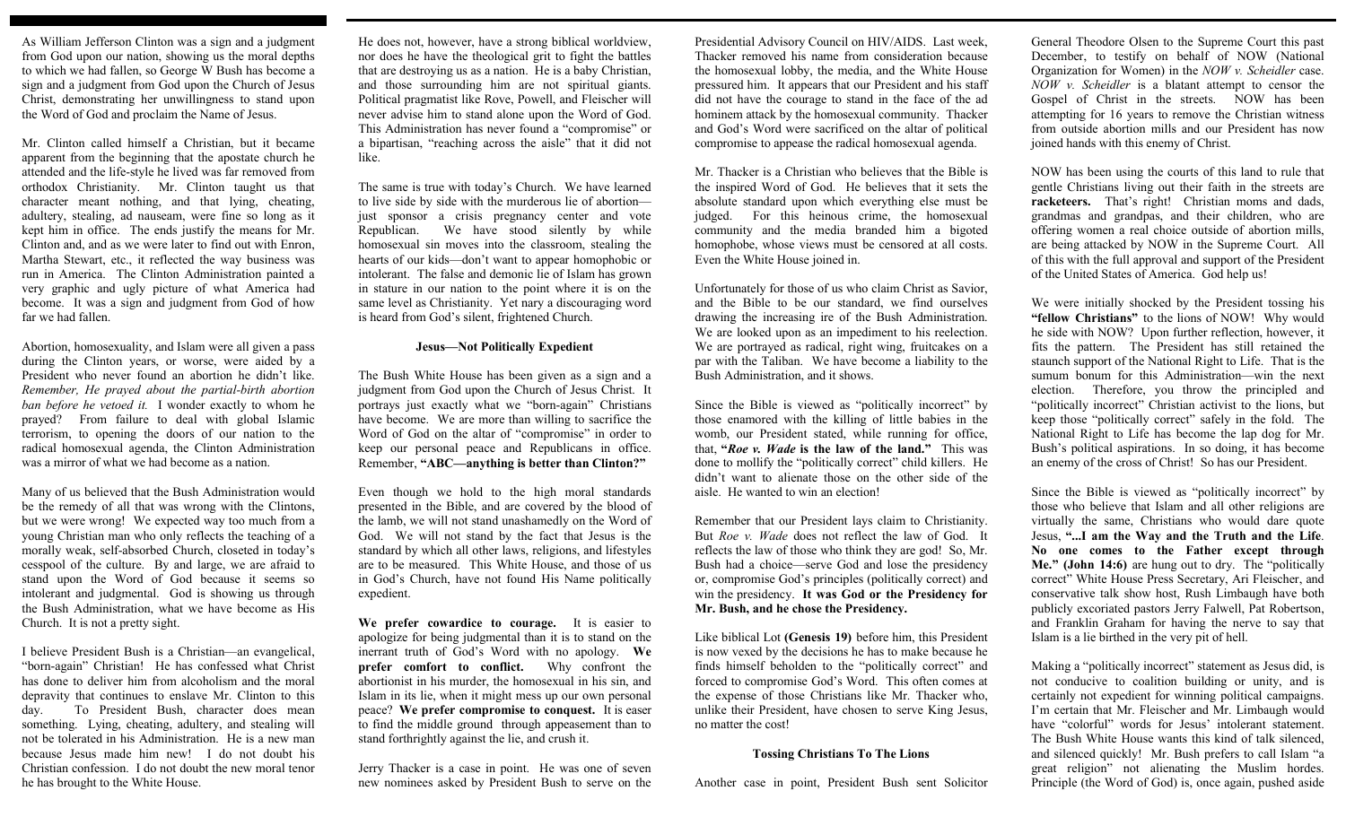As William Jefferson Clinton was a sign and a judgment from God upon our nation, showing us the moral depths to which we had fallen, so George W Bush has become a sign and a judgment from God upon the Church of Jesus Christ, demonstrating their unwillingness to stand upon the Word of God and proclaim the Name of Jesus.

Mr. Clinton called himself a Christian, but it became apparent from the beginning that the apostate church he attended and the life-style he lived was far removed from orthodox Christianity. Mr. Clinton taught us that character meant nothing, and that lying, cheating, adultery, stealing, ad nauseam, were fine so long as it kept him in office. The ends justify the means for Mr. Clinton and, and as we were later to find out with Enron, Martha Stewart, etc., it reflected the way business was run in America. The Clinton Administration painted a very graphic and ugly picture of what America had become. It was a sign and judgment from God of how far we had fallen.

Abortion, homosexuality, and Islam were all given a pass during the Clinton years, or worse, were aided by a President who never found an abortion he didn't like. *Remember, He prayed about the partial-birth abortion ban before he vetoed it.* I wonder exactly to whom he prayed? From failure to deal with global Islamic terrorism, to opening the doors of our nation to the radical homosexual agenda, the Clinton Administration was a mirror of what we had become as a nation.

Many of us believed that the Bush Administration would be the remedy of all that was wrong with the Clintons, but we were wrong! We expected way too much from a young Christian man who only reflects the teaching of a morally weak, self-absorbed Church, closeted in today's cesspool of the culture. By and large, we are afraid to stand upon the Word of God because it seems so intolerant and judgmental. God is showing us through the Bush Administration, what we have become as His Church. It is not a pretty sight.

I believe President Bush is a Christian—an evangelical, "born-again" Christian! He has confessed what Christ has done to deliver him from alcoholism and the moral depravity that continues to enslave Mr. Clinton to this day. To President Bush, character does mean something. Lying, cheating, adultery, and stealing will not be tolerated in his Administration. He is a new man because Jesus made him new! I do not doubt his Christian confession. I do not doubt the new moral tenor he has brought to the White House.

He does not, however, have a strong biblical worldview, nor does he have the theological grit to fight the battles that are destroying us as a nation. He is a baby Christian, and those surrounding him are not spiritual giants. Political pragmatist like Rove, Powell, and Fleischer will never advise him to stand alone upon the Word of God. This Administration has never found a "compromise" or a bipartisan, "reaching across the aisle" that it did not like.

The same is true with today's Church. We have learned to live side by side with the murderous lie of abortion—just sponsor a crisis pregnancy center and vote Republican. We have stood silently by while homosexual sin moves into the classroom, stealing the hearts of our kids—don't want to appear homophobic or intolerant. The false and demonic lie of Islam has grown in stature in our nation to the point where it is on the same level as Christianity. Yet nary a discouraging word is heard from God's silent, frightened Church.

### Jesus—Not Politically Expedient

The Bush White House has been given as a sign and a judgment from God upon the Church of Jesus Christ. It portrays just exactly what "born-again" Christians have become. We are more than willing to sacrifice the Word of God on the altar of "compromise" in order to keep our personal peace and Republicans in office. Remember, **"ABC—anything is better than Clinton?"**

Even though we hold to the high moral standards presented in the Bible, and are covered by the blood of the lamb, we will not stand unashamedly on the Word of God. We will not stand by the fact that Jesus is the standard by which all other laws, religions, and lifestyles are to be measured. This White House, and those of us in God's Church, have not found His Name politically expedient.

**We prefer cowardice to courage.** It is easier to apologize for being judgmental than it is to stand on the inerrant truth of God's Word with no apology. **We prefer comfort to conflict.** Why confront the abortionist in his murder, the homosexual in his sin, and Islam in its lie, when it might mess up our own personal peace? **We prefer compromise to conquest.** It is easer to find the middle ground through appeasement than to stand forthrightly against the lie, and crush it.

Jerry Thacker is a case in point. He was one of seven new nominees asked by President Bush to serve on the Presidential Advisory Council on HIV/AIDS. Last week, Thacker removed his name from consideration because the homosexual lobby, the media, and the White House pressured him. It appears that our President and his staff did not have the courage to stand in the face of the ad hominem attack by the homosexual community. Thacker and God's Word were sacrificed on the altar of political compromise to appease the radical homosexual agenda.

Mr. Thacker is a Christian who believes that the Bible is the inspired Word of God. He believes that it sets the absolute standard upon which everything else must be judged. For this heinous crime, the homosexual community and the media branded him a bigoted homophobe, whose views must be censored at all costs. Even the White House joined in.

Unfortunately for those of us who claim Christ as Savior, and the Bible to be our standard, we find ourselves drawing the increasing ire of the Bush Administration. We are looked upon as an impediment to his reelection. We are portrayed as radical, right wing, fruitcakes on a par with the Taliban. We have become a liability to the Bush Administration, and it shows.

Since the Bible is viewed as "politically incorrect" by those enamored with the killing of little babies in the womb, our President stated, while running for office, that, **"*Roe v. Wade* is the law of the land."** This was done to mollify the "politically correct" child killers. He didn't want to alienate those on the other side of the aisle. He wanted to win an election!

Remember that our President lays claim to Christianity. But *Roe v. Wade* does not reflect the law of God. It reflects the law of those who think they are god! So, Mr. Bush had a choice—serve God and lose the presidency or, compromise God's principles (politically correct) and win the presidency. **It was God or the Presidency for Mr. Bush, and he chose the Presidency.**

Like biblical Lot **(Genesis 19)** before him, this President is now vexed by the decisions he has to make because he finds himself beholden to the "politically correct" and forced to compromise God's Word. This often comes at the expense of those Christians like Mr. Thacker who, unlike their President, have chosen to serve King Jesus, no matter the cost!

### Tossing Christians To The Lions

Another case in point, President Bush sent Solicitor General Theodore Olsen to the Supreme Court this past December, to testify on behalf of NOW (National Organization for Women) in the *NOW v. Scheidler* case. *NOW v. Scheidler* is a blatant attempt to censor the Gospel of Christ in the streets. NOW has been attempting for 16 years to remove the Christian witness from outside abortion mills and our President has now joined hands with this enemy of Christ.

NOW has been using the courts of this land to rule that gentle Christians living out their faith in the streets are **racketeers.** That's right! Christian moms and dads, grandmas and grandpas, and their children, who are offering women a real choice outside of abortion mills, are being attacked by NOW in the Supreme Court. All of this with the full approval and support of the President of the United States of America. God help us!

We were initially shocked by the President tossing his **"fellow Christians"** to the lions of NOW! Why would he side with NOW? Upon further reflection, however, it fits the pattern. The President has still retained the staunch support of the National Right to Life. That is the sumum bonum for this Administration—win the next election. Therefore, you throw the principled and "politically incorrect" Christian activist to the lions, but keep those "politically correct" safely in the fold. The National Right to Life has become the lap dog for Mr. Bush's political aspirations. In so doing, it has become an enemy of the cross of Christ! So has our President.

Since the Bible is viewed as "politically incorrect" by those who believe that Islam and all other religions are virtually the same, Christians who would dare quote Jesus, **"...I am the Way and the Truth and the Life. No one comes to the Father except through Me." (John 14:6)** are hung out to dry. The "politically correct" White House Press Secretary, Ari Fleischer, and conservative talk show host, Rush Limbaugh have both publicly excoriated pastors Jerry Falwell, Pat Robertson, and Franklin Graham for having the nerve to say that Islam is a lie birthed in the very pit of hell.

Making a "politically incorrect" statement as Jesus did, is not conducive to coalition building or unity, and is certainly not expedient for winning political campaigns. I'm certain that Mr. Fleischer and Mr. Limbaugh would have "colorful" words for Jesus' intolerant statement. The Bush White House wants this kind of talk silenced, and silenced quickly! Mr. Bush prefers to call Islam "a great religion" not alienating the Muslim hordes. Principle (the Word of God) is, once again, pushed aside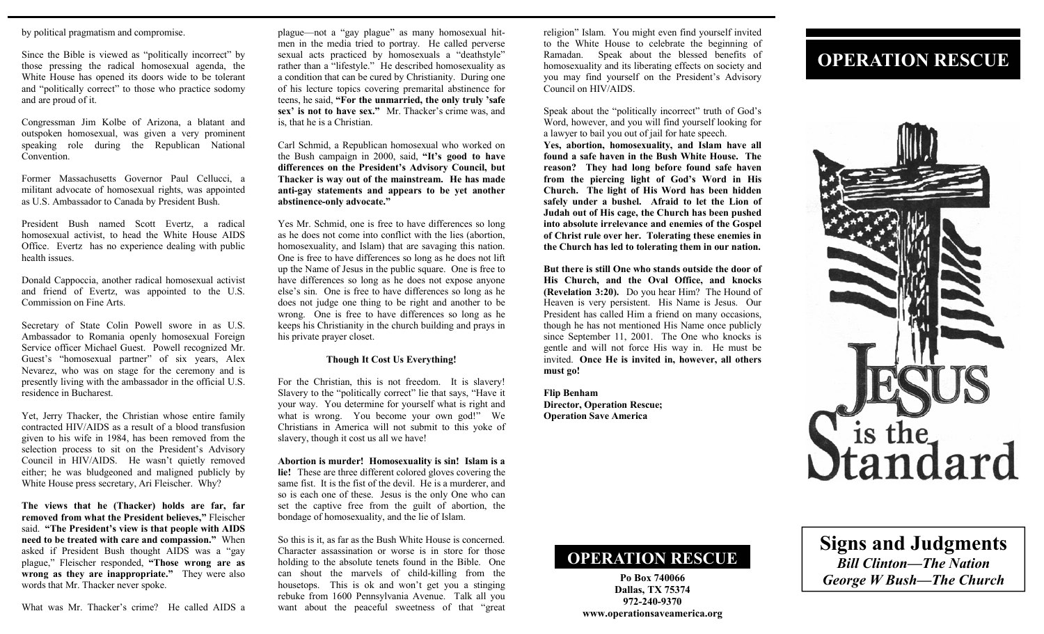by political pragmatism and compromise.

Since the Bible is viewed as "politically incorrect" by those pressing the radical homosexual agenda, the White House has opened its doors wide to be tolerant and "politically correct" to those who practice sodomy and are proud of it.

Congressman Jim Kolbe of Arizona, a blatant and outspoken homosexual, was given a very prominent speaking role during the Republican National Convention.

Former Massachusetts Governor Paul Cellucci, a militant advocate of homosexual rights, was appointed as U.S. Ambassador to Canada by President Bush.

President Bush named Scott Evertz, a radical homosexual activist, to head the White House AIDS Office. Evertz has no experience dealing with public health issues.

Donald Cappoccia, another radical homosexual activist and friend of Evertz, was appointed to the U.S. Commission on Fine Arts.

Secretary of State Colin Powell swore in as U.S. Ambassador to Romania openly homosexual Foreign Service officer Michael Guest. Powell recognized Mr. Guest's "homosexual partner" of six years, Alex Nevarez, who was on stage for the ceremony and is presently living with the ambassador in the official U.S. residence in Bucharest.

Yet, Jerry Thacker, the Christian whose entire family contracted HIV/AIDS as a result of a blood transfusion given to his wife in 1984, has been removed from the selection process to sit on the President's Advisory Council in HIV/AIDS. He wasn't quietly removed either; he was bludgeoned and maligned publicly by White House press secretary, Ari Fleischer. Why?

**The views that he (Thacker) holds are far, far removed from what the President believes,"** Fleischer said. **"The President's view is that people with AIDS need to be treated with care and compassion."** When asked if President Bush thought AIDS was a "gay plague," Fleischer responded, **"Those wrong are as wrong as they are inappropriate."** They were also words that Mr. Thacker never spoke.

What was Mr. Thacker's crime? He called AIDS a plague—not a "gay plague" as many homosexual hit-men in the media tried to portray. He called perverse sexual acts practiced by homosexuals a "deathstyle" rather than a "lifestyle." He described homosexuality as a condition that can be cured by Christianity. During one of his lecture topics covering premarital abstinence for teens, he said, **"For the unmarried, the only truly 'safe sex' is not to have sex."** Mr. Thacker's crime was, and is, that he is a Christian.

Carl Schmid, a Republican homosexual who worked on the Bush campaign in 2000, said, **"It's good to have differences on the President's Advisory Council, but Thacker is way out of the mainstream. He has made anti-gay statements and appears to be yet another abstinence-only advocate."**

Yes Mr. Schmid, one is free to have differences so long as he does not come into conflict with the lies (abortion, homosexuality, and Islam) that are savaging this nation. One is free to have differences so long as he does not lift up the Name of Jesus in the public square. One is free to have differences so long as he does not expose anyone else's sin. One is free to have differences so long as he does not judge one thing to be right and another to be wrong. One is free to have differences so long as he keeps his Christianity in the church building and prays in his private prayer closet.

**Though It Cost Us Everything!**

For the Christian, this is not freedom. It is slavery! Slavery to the "politically correct" lie that says, "Have it your way. You determine for yourself what is right and what is wrong. You become your own god!" We Christians in America will not submit to this yoke of slavery, though it cost us all we have!

**Abortion is murder! Homosexuality is sin! Islam is a lie!** These are three different colored gloves covering the same fist. It is the fist of the devil. He is a murderer, and so is each one of these. Jesus is the only One who can set the captive free from the guilt of abortion, the bondage of homosexuality, and the lie of Islam.

So this is it, as far as the Bush White House is concerned. Character assassination or worse is in store for those holding to the absolute tenets found in the Bible. One can shout the marvels of child-killing from the housetops. This is ok and won't get you a stinging rebuke from 1600 Pennsylvania Avenue. Talk all you want about the peaceful sweetness of that "great religion" Islam. You might even find yourself invited to the White House to celebrate the beginning of Ramadan. Speak about the blessed benefits of homosexuality and its liberating effects on society and you may find yourself on the President's Advisory Council on HIV/AIDS.

Speak about the "politically incorrect" truth of God's Word, however, and you will find yourself looking for a lawyer to bail you out of jail for hate speech.

**Yes, abortion, homosexuality, and Islam have all found a safe haven in the Bush White House. The reason? They had long before found safe haven from the piercing light of God's Word in His Church. The light of His Word has been hidden safely under a bushel. Afraid to let the Lion of Judah out of His cage, the Church has been pushed into absolute irrelevance and enemies of the Gospel of Christ rule over her. Tolerating these enemies in the Church has led to tolerating them in our nation.**

**But there is still One who stands outside the door of His Church, and the Oval Office, and knocks (Revelation 3:20).** Do you hear Him? The Hound of Heaven is very persistent. His Name is Jesus. Our President has called Him a friend on many occasions, though he has not mentioned His Name once publicly since September 11, 2001. The One who knocks is gentle and will not force His way in. He must be invited. **Once He is invited in, however, all others must go!**

**Flip Benham**
**Director, Operation Rescue;**
**Operation Save America**

## OPERATION RESCUE

**Po Box 740066**
**Dallas, TX 75374**
**972-240-9370**
**www.operationsaveamerica.org**

# OPERATION RESCUE

JESUS is the Standard

# Signs and Judgments

***Bill Clinton—The Nation***
***George W Bush—The Church***